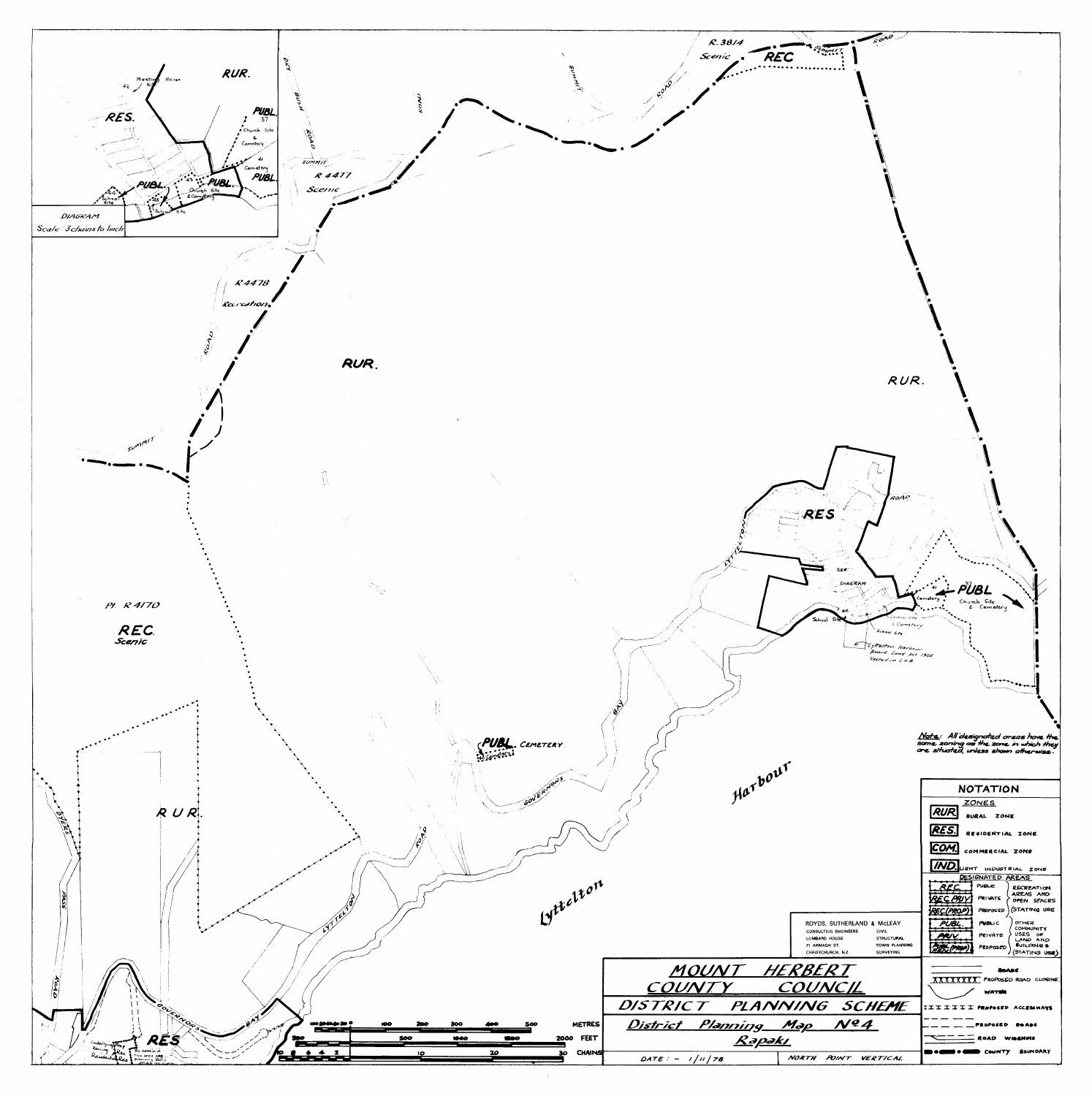# MOUNT HERBERT COUNTY COUNCIL

## DISTRICT PLANNING SCHEME

### District Planning Map No 4

### Rapaki

DATE: - 1/11/78

NORTH POINT VERTICAL

ROYDS, SUTHERLAND & McLEAY
CONSULTING ENGINEERS — CIVIL
LOMBARD HOUSE — STRUCTURAL
71 ARMAGH ST. — TOWN PLANNING
CHRISTCHURCH, N.Z. — SURVEYING

*Note: All designated areas have the same zoning as the zone in which they are situated, unless shown otherwise.*

## NOTATION

**ZONES**

| Symbol | Zone |
|---|---|
| RUR. | RURAL ZONE |
| RES. | RESIDENTIAL ZONE |
| COM. | COMMERCIAL ZONE |
| IND. | LIGHT INDUSTRIAL ZONE |

**DESIGNATED AREAS**

| Symbol | Type | Use |
|---|---|---|
| REC. | PUBLIC | RECREATION AREAS AND OPEN SPACES (STATING USE) |
| REC. PRIV. | PRIVATE | |
| REC.(PROP.) | PROPOSED | |
| PUBL. | PUBLIC | OTHER COMMUNITY USES OF LAND AND BUILDINGS (STATING USE) |
| PRIV. | PRIVATE | |
| PUBL.(PROP.) | PROPOSED | |

- ROADS
- XXXXXXXX PROPOSED ROAD CLOSING
- WATER
- PROPOSED ACCESSWAYS
- PROPOSED ROADS
- ROAD WIDENING
- COUNTY BOUNDARY

Scale: METRES 0–500; FEET 0–2000; CHAINS 0–30

DIAGRAM — Scale 3 chains to 1 inch

RUR. — RES. — PUBL. — 42 Meeting House Site — 37 Church Site & Cemetery — 41 Cemetery — 43 Church Site & Cemetery — 44 School Site — 48 School Site

Map labels: R.3814 Scenic REC — SUMMIT ROAD — DRY BUSH ROAD — R 4477 Scenic — R 4478 Recreation — RUR. — Pt. R 4170 REC. Scenic — RES — SEE DIAGRAM — 41 Cemetery — 37 PUBL Church Site & Cemetery — 44 School Site — Church Site & Cemetery — School Site — Lyttelton Harbour Board Land Act 1905 Vested in L.H.B. — PUBL. CEMETERY — GOVERNORS BAY ROAD — LYTTELTON ROAD — Lyttelton Harbour — DYERS PASS ROAD — R U R. — RES — Underlying Zoning Res. Residential Res — For details of this area see Planning Map No. 3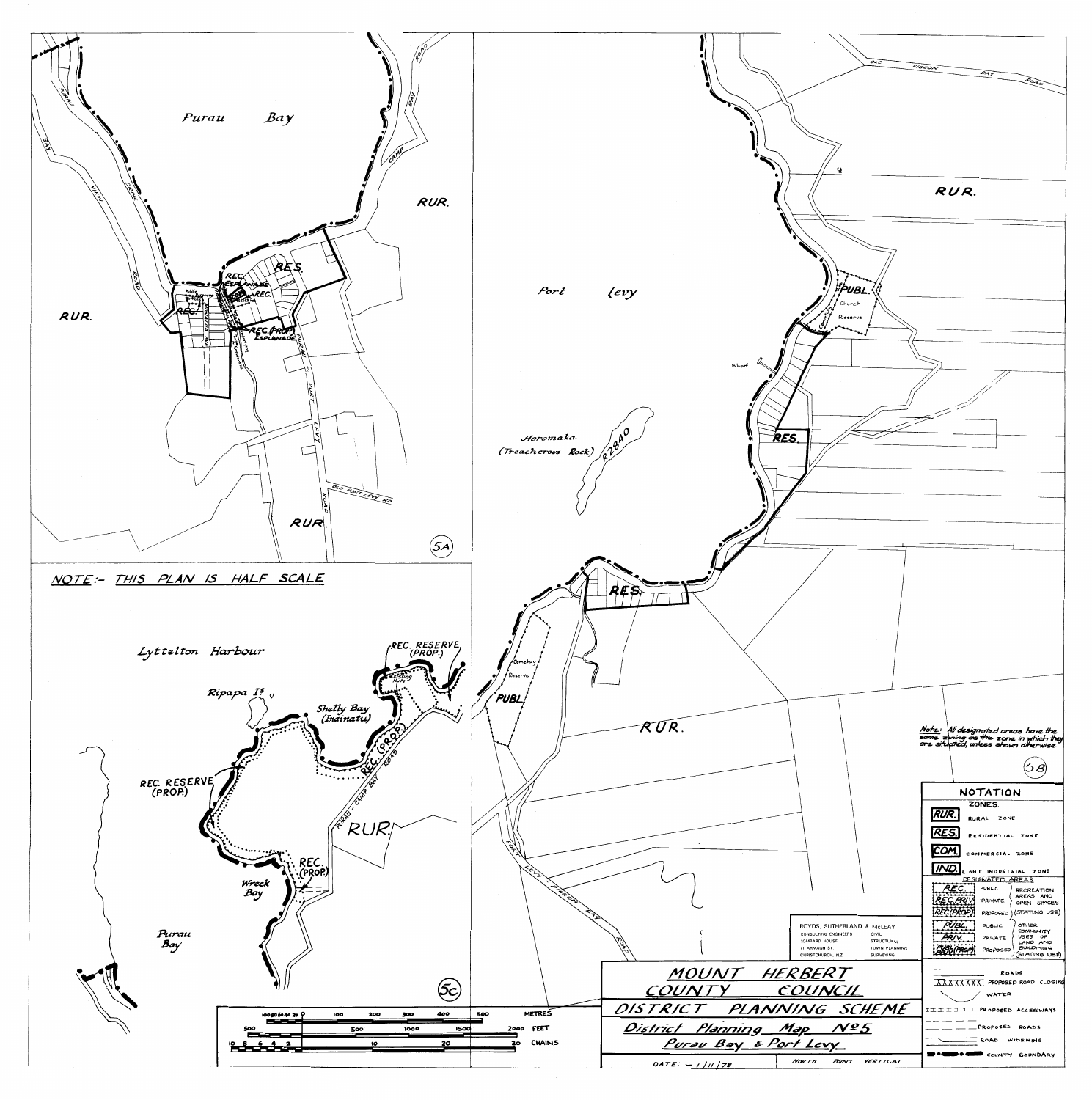# MOUNT HERBERT COUNTY COUNCIL

## DISTRICT PLANNING SCHEME

### District Planning Map No 5

### Purau Bay & Port Levy

DATE: – 1/11/78

NORTH POINT VERTICAL

ROYDS, SUTHERLAND & McLEAY
CONSULTING ENGINEERS
GOMBARD HOUSE
71 ARMAGH ST.
CHRISTCHURCH, N.Z.

CIVIL
STRUCTURAL
TOWN PLANNING
SURVEYING

**5A** — Purau Bay

Purau Bay, RUR., RES., REC. ESPLANADE, REC., COM., REC.(PROP.) ESPLANADE, Purau Bay View Road, Purau Port Levy Road, Camp Bay Road, Old Port Levy Rd

**5B** — Port Levy

Port Levy, Horomaka (Treacherous Rock), R2840, Wharf, RUR., RES., PUBL. Church Reserve, Cemetery, PUBL. Cemetery Reserve, Old Pigeon Bay Road, Port Levy – Pigeon Bay Road

*Note: All designated areas have the same zoning as the zone in which they are situated, unless shown otherwise.*

**5C** — Shelly Bay

NOTE:- THIS PLAN IS HALF SCALE

Lyttelton Harbour, Ripapa Is, Shelly Bay (Inainatu), Existing Huts, REC. RESERVE (PROP.), REC. (PROP.), Purau – Camp Bay Road, RUR., Wreck Bay, Purau Bay

## Scale

| METRES | 100 80 60 40 20 0 | 100 | 200 | 300 | 400 | 500 |
|---|---|---|---|---|---|---|
| FEET | 500 | 0 | 500 | 1000 | 1500 | 2000 |
| CHAINS | 10 8 6 4 2 | 0 | 10 | 20 | 30 | |

## NOTATION

**ZONES.**

| Symbol | Zone |
|---|---|
| RUR. | RURAL ZONE |
| RES. | RESIDENTIAL ZONE |
| COM. | COMMERCIAL ZONE |
| IND. | LIGHT INDUSTRIAL ZONE |

**DESIGNATED AREAS**

| Symbol | Type | Use |
|---|---|---|
| REC. | PUBLIC | RECREATION AREAS AND OPEN SPACES (STATING USE) |
| REC. PRIV. | PRIVATE | |
| REC. (PROP.) | PROPOSED | |
| PUBL. | PUBLIC | OTHER COMMUNITY USES OF LAND AND BUILDINGS (STATING USE) |
| PRIV. | PRIVATE | |
| PUBL. (PROP.) PRIV. | PROPOSED | |

- ROADS
- XXXXXXXX PROPOSED ROAD CLOSING
- WATER
- PROPOSED ACCESSWAYS
- PROPOSED ROADS
- ROAD WIDENING
- COUNTY BOUNDARY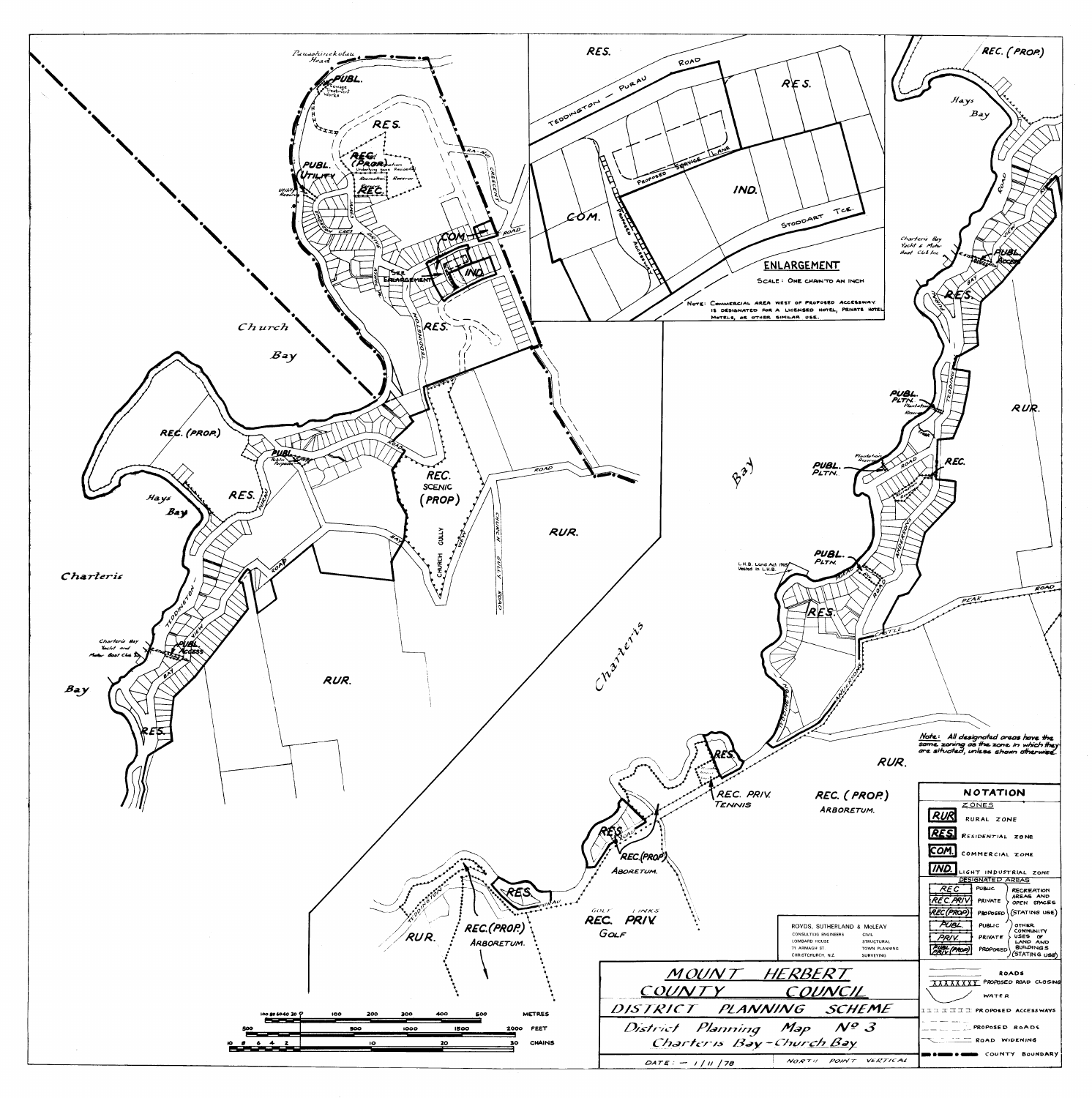# MOUNT HERBERT COUNTY COUNCIL

## DISTRICT PLANNING SCHEME

### District Planning Map No 3

### Charteris Bay - Church Bay

DATE: — 1/11/78

NORTH POINT VERTICAL

ROYDS, SUTHERLAND & McLEAY
CONSULTING ENGINEERS — CIVIL, STRUCTURAL, TOWN PLANNING, SURVEYING
LOMBARD HOUSE
71 ARMAGH ST
CHRISTCHURCH, N.Z.

**ENLARGEMENT**

SCALE: ONE CHAIN TO AN INCH

NOTE: COMMERCIAL AREA WEST OF PROPOSED ACCESSWAY IS DESIGNATED FOR A LICENSED HOTEL, PRIVATE HOTEL, MOTELS, OR OTHER SIMILAR USE.

*Note: All designated areas have the same zoning as the zone in which they are situated, unless shown otherwise.*

**NOTATION**

ZONES

| Code | Zone |
|---|---|
| RUR | RURAL ZONE |
| RES | RESIDENTIAL ZONE |
| COM | COMMERCIAL ZONE |
| IND | LIGHT INDUSTRIAL ZONE |

DESIGNATED AREAS

| Code | Type | Use |
|---|---|---|
| REC | PUBLIC | RECREATION AREAS AND OPEN SPACES (STATING USE) |
| REC. PRIV | PRIVATE | |
| REC (PROP) | PROPOSED | |
| PUBL | PUBLIC | OTHER COMMUNITY USES OF LAND AND BUILDINGS (STATING USE) |
| PRIV | PRIVATE | |
| PUBL/PRIV (PROP) | PROPOSED | |

- ROADS
- PROPOSED ROAD CLOSING
- WATER
- PROPOSED ACCESSWAYS
- PROPOSED ROADS
- ROAD WIDENING
- COUNTY BOUNDARY

METRES: 100 80 60 40 20 0 100 200 300 400 500
FEET: 500 0 500 1000 1500 2000
CHAINS: 10 8 6 4 2 0 10 20 30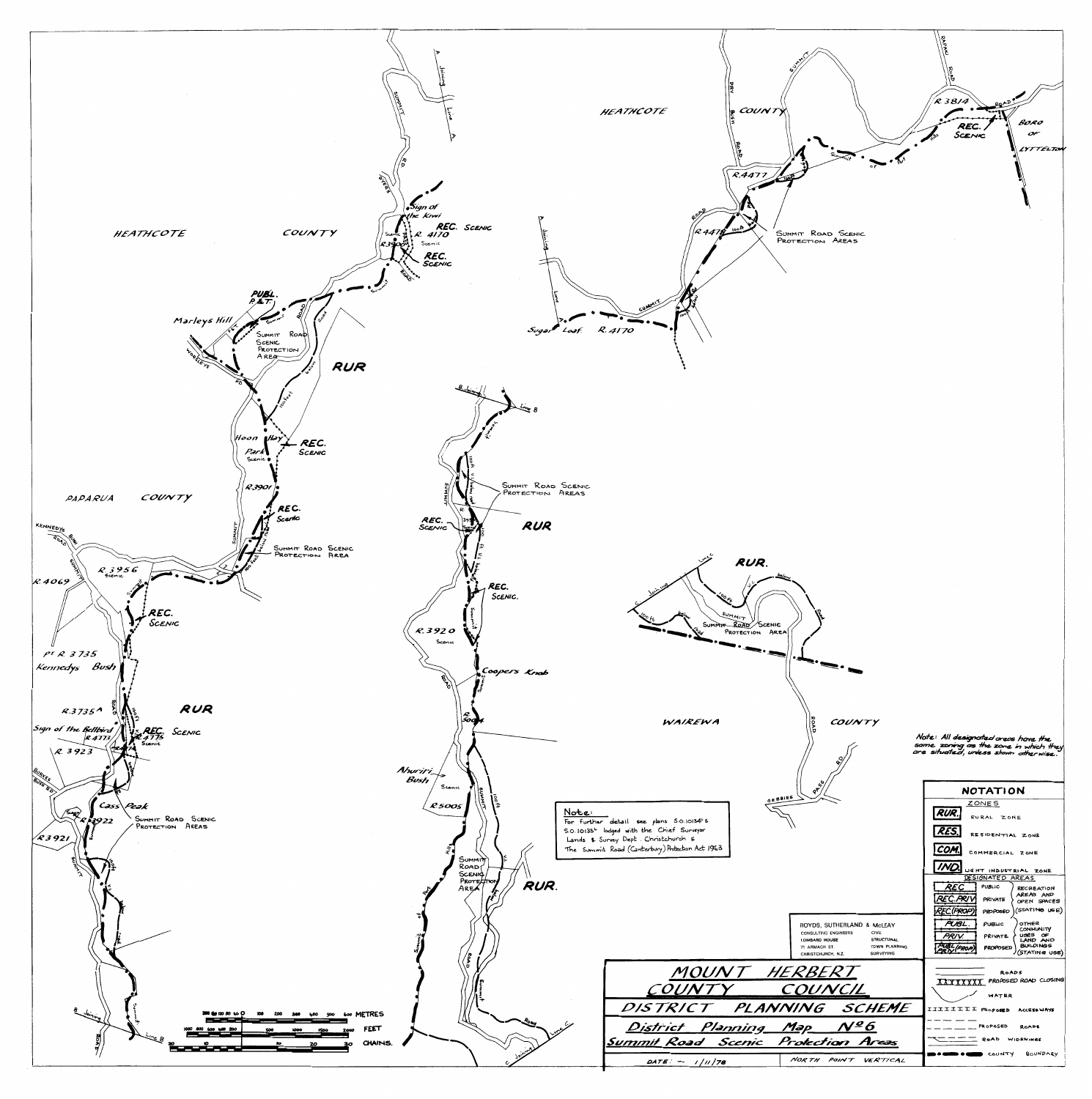# MOUNT HERBERT COUNTY COUNCIL

## DISTRICT PLANNING SCHEME

### District Planning Map Nº 6

### Summit Road Scenic Protection Areas

DATE: — 1/11/78

NORTH POINT VERTICAL

ROYDS, SUTHERLAND & McLEAY
CONSULTING ENGINEERS — CIVIL
LOMBARD HOUSE — STRUCTURAL
71 ARMAGH ST. — TOWN PLANNING
CHRISTCHURCH, N.Z. — SURVEYING

**Note:** For further detail see plans S.O.10134? & S.O.10135? lodged with the Chief Surveyor Lands & Survey Dept. Christchurch & The Summit Road (Canterbury) Protection Act 1963

*Note: All designated areas have the same zoning as the zone in which they are situated, unless shown otherwise.*

## NOTATION

### ZONES

- RUR. — RURAL ZONE
- RES. — RESIDENTIAL ZONE
- COM. — COMMERCIAL ZONE
- IND. — LIGHT INDUSTRIAL ZONE

### DESIGNATED AREAS

| | | |
|---|---|---|
| REC. | PUBLIC | RECREATION AREAS AND OPEN SPACES (STATING USE) |
| REC. PRIV | PRIVATE | |
| REC (PROP) | PROPOSED | |
| PUBL. | PUBLIC | OTHER COMMUNITY USES OF LAND AND BUILDINGS (STATING USE) |
| PRIV. | PRIVATE | |
| PUBL (PROP) PRIV | PROPOSED | |

- ROADS
- PROPOSED ROAD CLOSING
- WATER
- PROPOSED ACCESSWAYS
- PROPOSED ROADS
- ROAD WIDENINGS
- COUNTY BOUNDARY

Scale: METRES (0–600), FEET (0–2000), CHAINS (0–30)

Map labels: HEATHCOTE COUNTY; PAPARUA COUNTY; WAIREWA COUNTY; BORO OF LYTTELTON; RUR; REC. SCENIC; PUBL. P.&T.; Summit Road Scenic Protection Area(s); Sign of the Kiwi; R. 4170; R.3900; Marleys Hill; Hoon Hay Park Scenic; R.3901; R.3956 Scenic; R.4069; Pt R. 3735 Kennedys Bush; R.3735A; Sign of the Bellbird; R.4773; R.4775 Scenic; R. 3923; Cass Peak; R.3922; R.3921; R.3920 Scenic; Coopers Knob; R.5004; Ahuriri Bush; R.5005; R.4477; R.4478; R.3814; Sugar Loaf R.4170; Kennedys Bush Road; Burkes Bush Rd; Dyers Pass Road; Dry Bush Road; Worsleys Rd; Gebbies Pass Rd; Summit Road; Summit of Port Hills; A Joining Line A; B Joining Line B; C Joining Line C; 100 ft below road.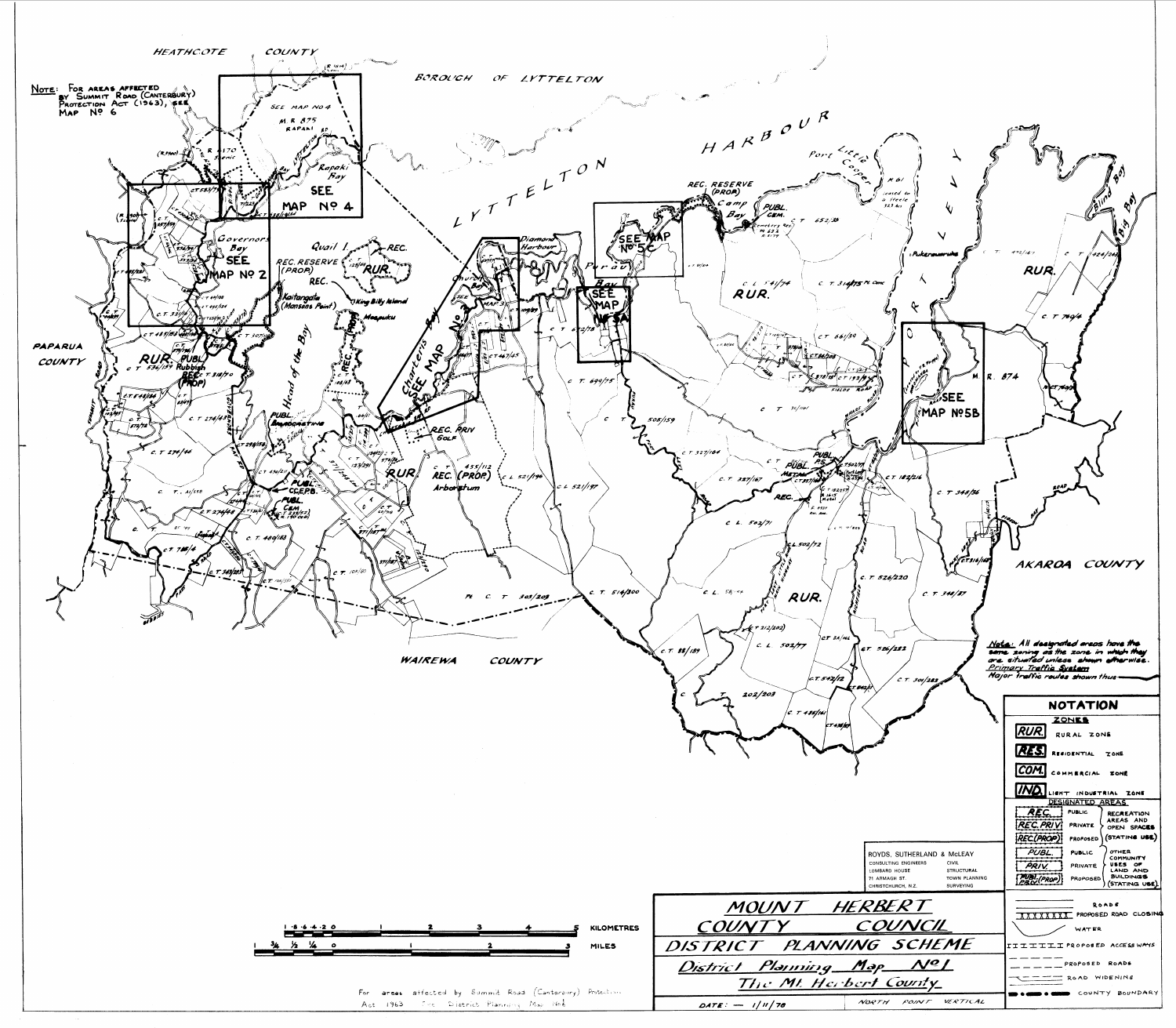# MOUNT HERBERT COUNTY COUNCIL

## DISTRICT PLANNING SCHEME

### District Planning Map No 1

### The Mt. Herbert County

DATE: — 1/11/78

NORTH POINT VERTICAL

**Note:** For areas affected by Summit Road (Canterbury) Protection Act (1963), see Map No 6

HEATHCOTE COUNTY

BOROUGH OF LYTTELTON

LYTTELTON HARBOUR

PAPARUA COUNTY

WAIREWA COUNTY

AKAROA COUNTY

PORT LEVY

SEE MAP No 4

SEE MAP No 2

SEE MAP No 3

SEE MAP No 5A

SEE MAP No 5B

SEE MAP No 5C

Governors Bay

Rapaki Bay

Quail I.

King Billy Island

Kaitangata (Mansons Point)

Moepuku

Head of the Bay

Charteris Bay

Church Bay

Diamond Harbour

Purau Bay

Camp Bay

Port Cooper

Little

Blind Bay

Big Bay

Pukerauaruhe

REC. RESERVE (PROP)

REC. PRIV GOLF

REC. (PROP) Arboretum

PUBL. Rubbish (PROP)

PUBL. CEM.

PUBL. Boardcasting

PUBL. PS.

PUBL. METAL

RUR.

REC.

M.R. 874

M.R. 875

**Note:** All designated areas have the same zoning as the zone in which they are situated unless shown otherwise.

*Primary Traffic System*

Major traffic routes shown thus

## NOTATION

**ZONES**

| | |
|---|---|
| RUR. | RURAL ZONE |
| RES. | RESIDENTIAL ZONE |
| COM. | COMMERCIAL ZONE |
| IND. | LIGHT INDUSTRIAL ZONE |

**DESIGNATED AREAS**

| | | |
|---|---|---|
| REC. | PUBLIC | RECREATION AREAS AND OPEN SPACES (STATING USE) |
| REC. PRIV | PRIVATE | |
| REC. (PROP) | PROPOSED | |
| PUBL. | PUBLIC | OTHER COMMUNITY USES OF LAND AND BUILDINGS (STATING USE) |
| PRIV. | PRIVATE | |
| PUBL/PRIV (PROP) | PROPOSED | |

ROADS

PROPOSED ROAD CLOSING

WATER

PROPOSED ACCESSWAYS

PROPOSED ROADS

ROAD WIDENING

COUNTY BOUNDARY

ROYDS, SUTHERLAND & McLEAY
CONSULTING ENGINEERS — CIVIL
LOMBARD HOUSE — STRUCTURAL
71 ARMAGH ST. — TOWN PLANNING
CHRISTCHURCH, N.Z. — SURVEYING

KILOMETRES: 1 ·8 ·6 ·4 ·2 0 1 2 3 4 5

MILES: 1 ¾ ½ ¼ 0 1 2 3

For areas affected by Summit Road (Canterbury) Protection Act 1963 See District Planning Map No 6